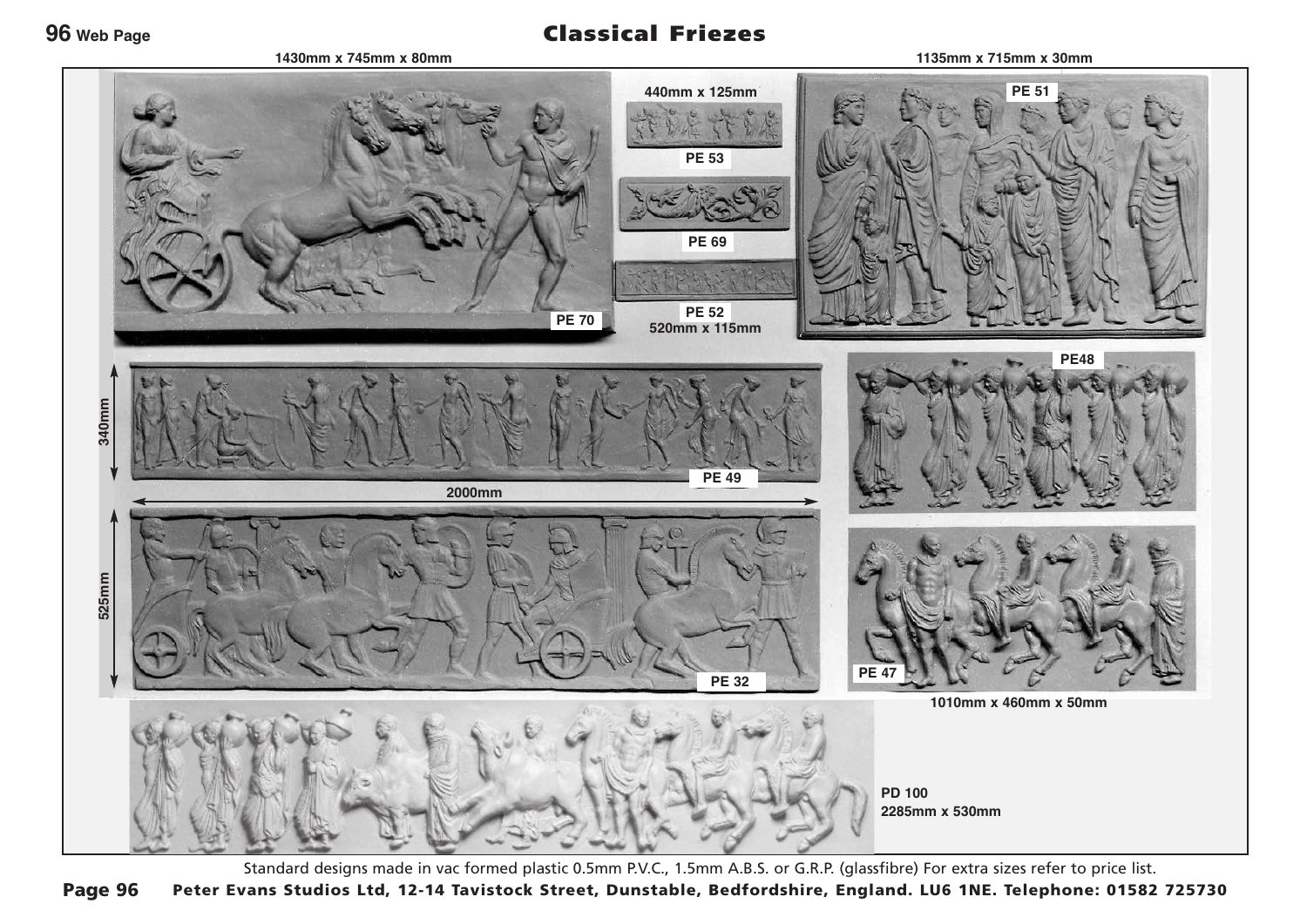# Classical Friezes

1430mm x 745mm x 80mm

1135mm x 715mm x 30mm

440mm x 125mm

PE 53

PE 69

PE 52
520mm x 115mm

PE 70

PE 51

PE48

340mm

PE 49

2000mm

525mm

PE 32

PE 47

1010mm x 460mm x 50mm

PD 100
2285mm x 530mm

Standard designs made in vac formed plastic 0.5mm P.V.C., 1.5mm A.B.S. or G.R.P. (glassfibre) For extra sizes refer to price list.

**Peter Evans Studios Ltd, 12-14 Tavistock Street, Dunstable, Bedfordshire, England. LU6 1NE. Telephone: 01582 725730**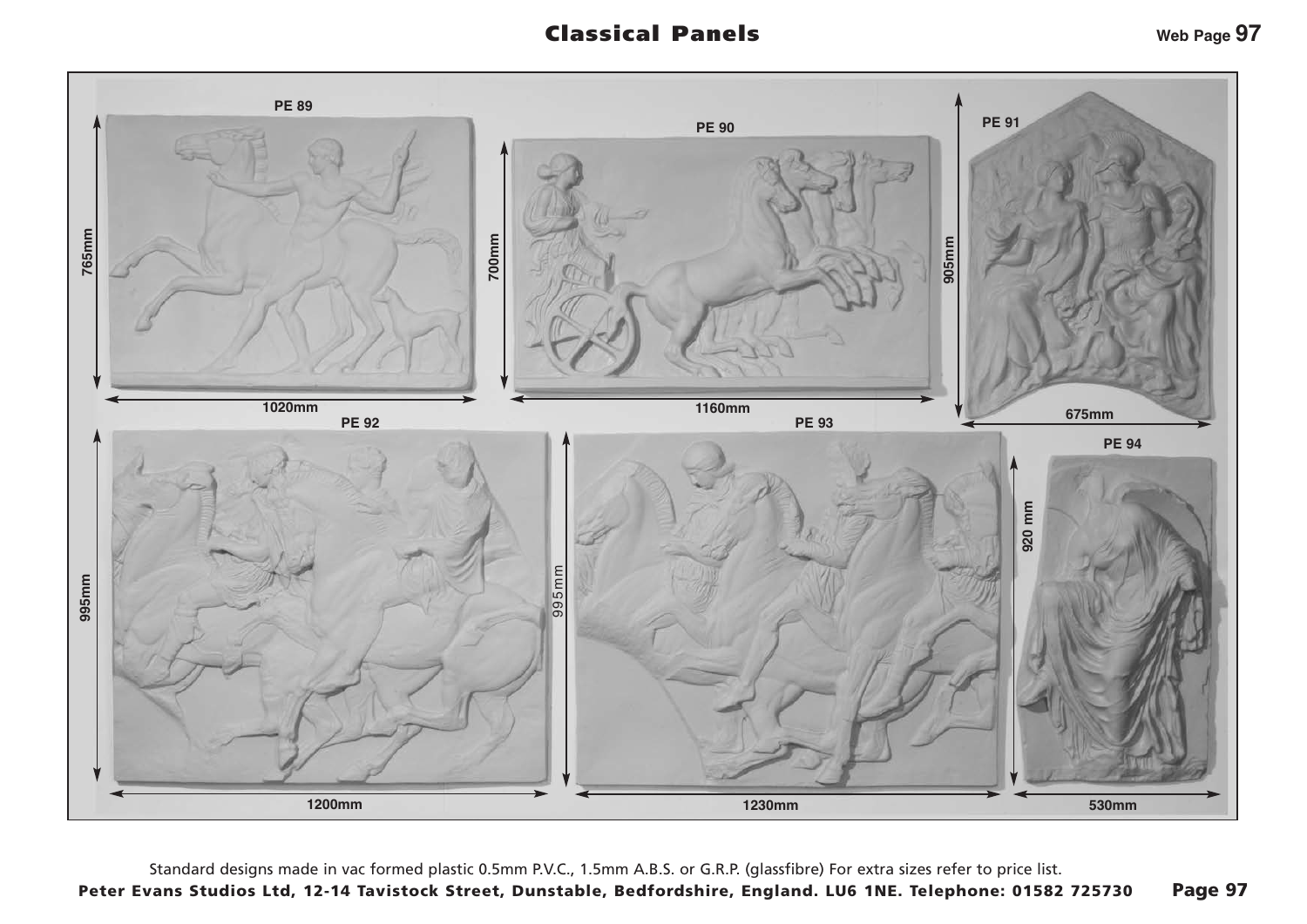# Classical Panels

Web Page 97

**PE 89** — 765mm × 1020mm

**PE 90** — 700mm × 1160mm

**PE 91** — 905mm × 675mm

**PE 92** — 995mm × 1200mm

**PE 93** — 995mm × 1230mm

**PE 94** — 920 mm × 530mm

Standard designs made in vac formed plastic 0.5mm P.V.C., 1.5mm A.B.S. or G.R.P. (glassfibre) For extra sizes refer to price list.

**Peter Evans Studios Ltd, 12-14 Tavistock Street, Dunstable, Bedfordshire, England. LU6 1NE. Telephone: 01582 725730**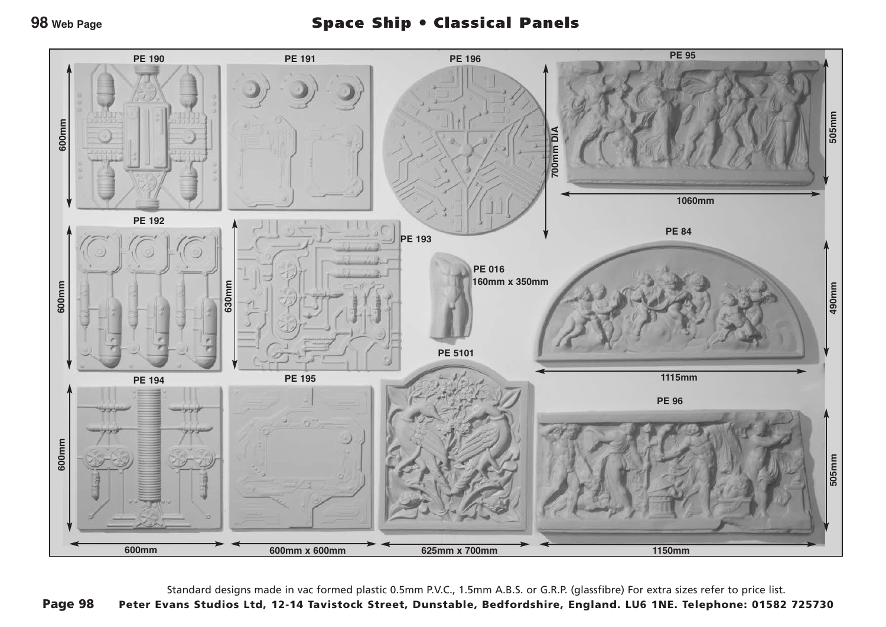# Space Ship • Classical Panels

PE 190

PE 191

PE 196

PE 95

600mm

700mm DIA

505mm

1060mm

PE 192

PE 84

PE 193

PE 016
160mm x 350mm

600mm

630mm

490mm

PE 5101

1115mm

PE 194

PE 195

PE 96

600mm

505mm

600mm

600mm x 600mm

625mm x 700mm

1150mm

Standard designs made in vac formed plastic 0.5mm P.V.C., 1.5mm A.B.S. or G.R.P. (glassfibre) For extra sizes refer to price list.

**Peter Evans Studios Ltd, 12-14 Tavistock Street, Dunstable, Bedfordshire, England. LU6 1NE. Telephone: 01582 725730**